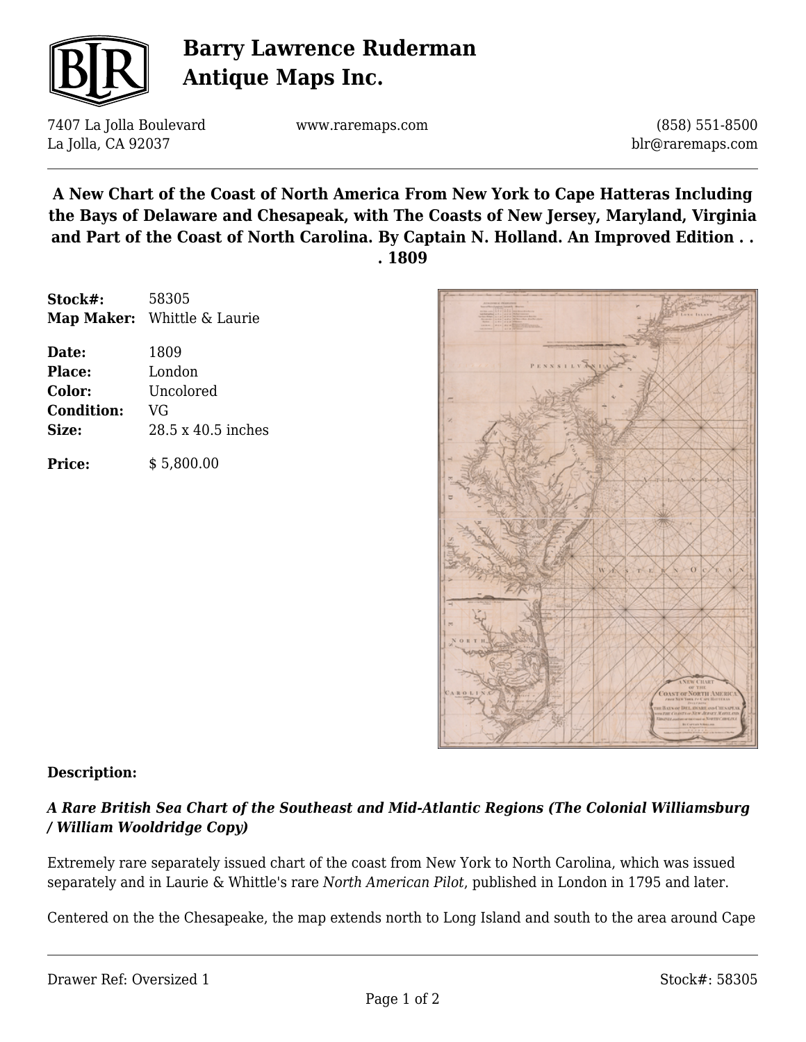# Barry Lawrence Ruderman Antique Maps Inc.

7407 La Jolla Boulevard
La Jolla, CA 92037

www.raremaps.com

(858) 551-8500
blr@raremaps.com

## A New Chart of the Coast of North America From New York to Cape Hatteras Including the Bays of Delaware and Chesapeak, with The Coasts of New Jersey, Maryland, Virginia and Part of the Coast of North Carolina. By Captain N. Holland. An Improved Edition . . . 1809

**Stock#:** 58305
**Map Maker:** Whittle & Laurie

**Date:** 1809
**Place:** London
**Color:** Uncolored
**Condition:** VG
**Size:** 28.5 x 40.5 inches

**Price:** $ 5,800.00

**Description:**

***A Rare British Sea Chart of the Southeast and Mid-Atlantic Regions (The Colonial Williamsburg / William Wooldridge Copy)***

Extremely rare separately issued chart of the coast from New York to North Carolina, which was issued separately and in Laurie & Whittle's rare *North American Pilot*, published in London in 1795 and later.

Centered on the the Chesapeake, the map extends north to Long Island and south to the area around Cape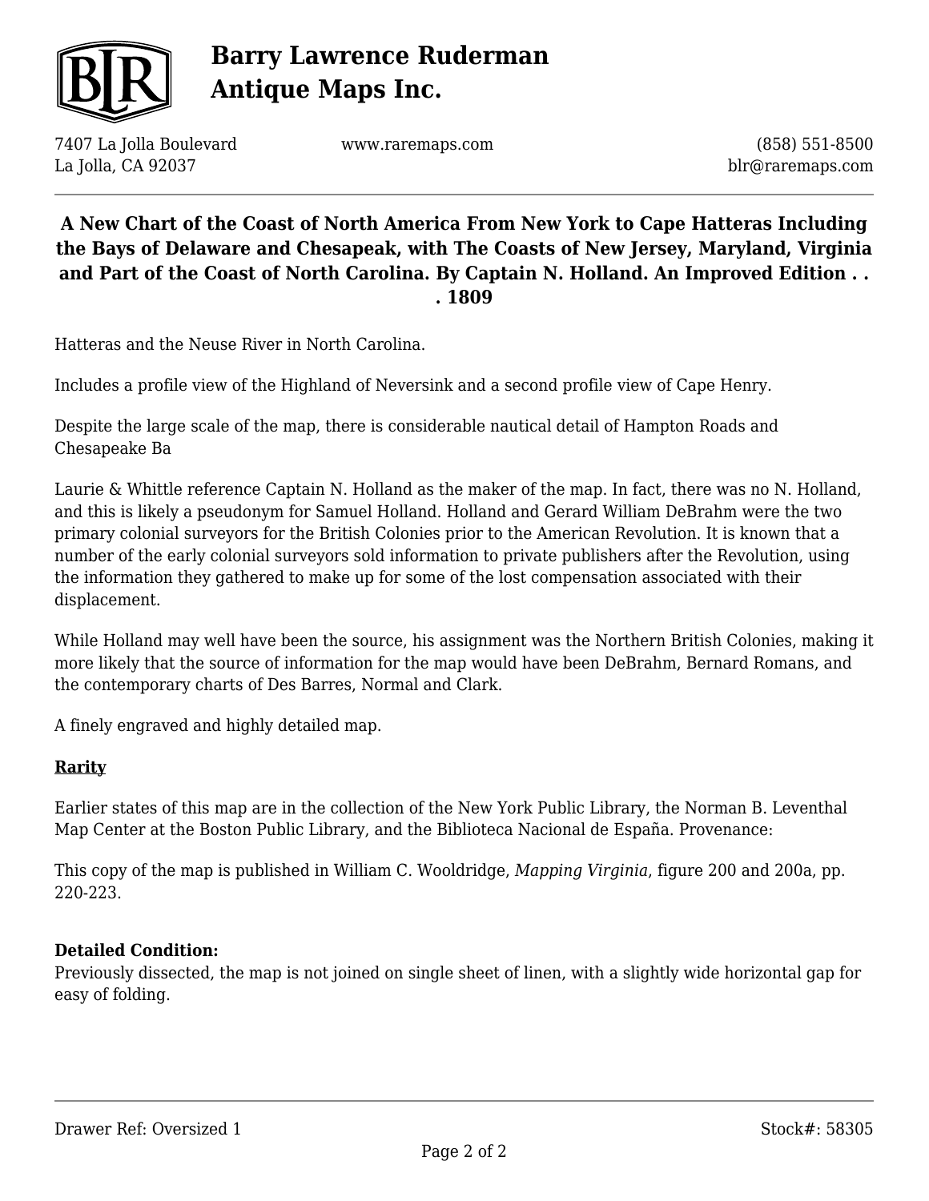# A New Chart of the Coast of North America From New York to Cape Hatteras Including the Bays of Delaware and Chesapeak, with The Coasts of New Jersey, Maryland, Virginia and Part of the Coast of North Carolina. By Captain N. Holland. An Improved Edition . . . 1809

Hatteras and the Neuse River in North Carolina.

Includes a profile view of the Highland of Neversink and a second profile view of Cape Henry.

Despite the large scale of the map, there is considerable nautical detail of Hampton Roads and Chesapeake Ba

Laurie & Whittle reference Captain N. Holland as the maker of the map. In fact, there was no N. Holland, and this is likely a pseudonym for Samuel Holland. Holland and Gerard William DeBrahm were the two primary colonial surveyors for the British Colonies prior to the American Revolution. It is known that a number of the early colonial surveyors sold information to private publishers after the Revolution, using the information they gathered to make up for some of the lost compensation associated with their displacement.

While Holland may well have been the source, his assignment was the Northern British Colonies, making it more likely that the source of information for the map would have been DeBrahm, Bernard Romans, and the contemporary charts of Des Barres, Normal and Clark.

A finely engraved and highly detailed map.

**Rarity**

Earlier states of this map are in the collection of the New York Public Library, the Norman B. Leventhal Map Center at the Boston Public Library, and the Biblioteca Nacional de España. Provenance:

This copy of the map is published in William C. Wooldridge, *Mapping Virginia*, figure 200 and 200a, pp. 220-223.

**Detailed Condition:**
Previously dissected, the map is not joined on single sheet of linen, with a slightly wide horizontal gap for easy of folding.

Drawer Ref: Oversized 1

Stock#: 58305